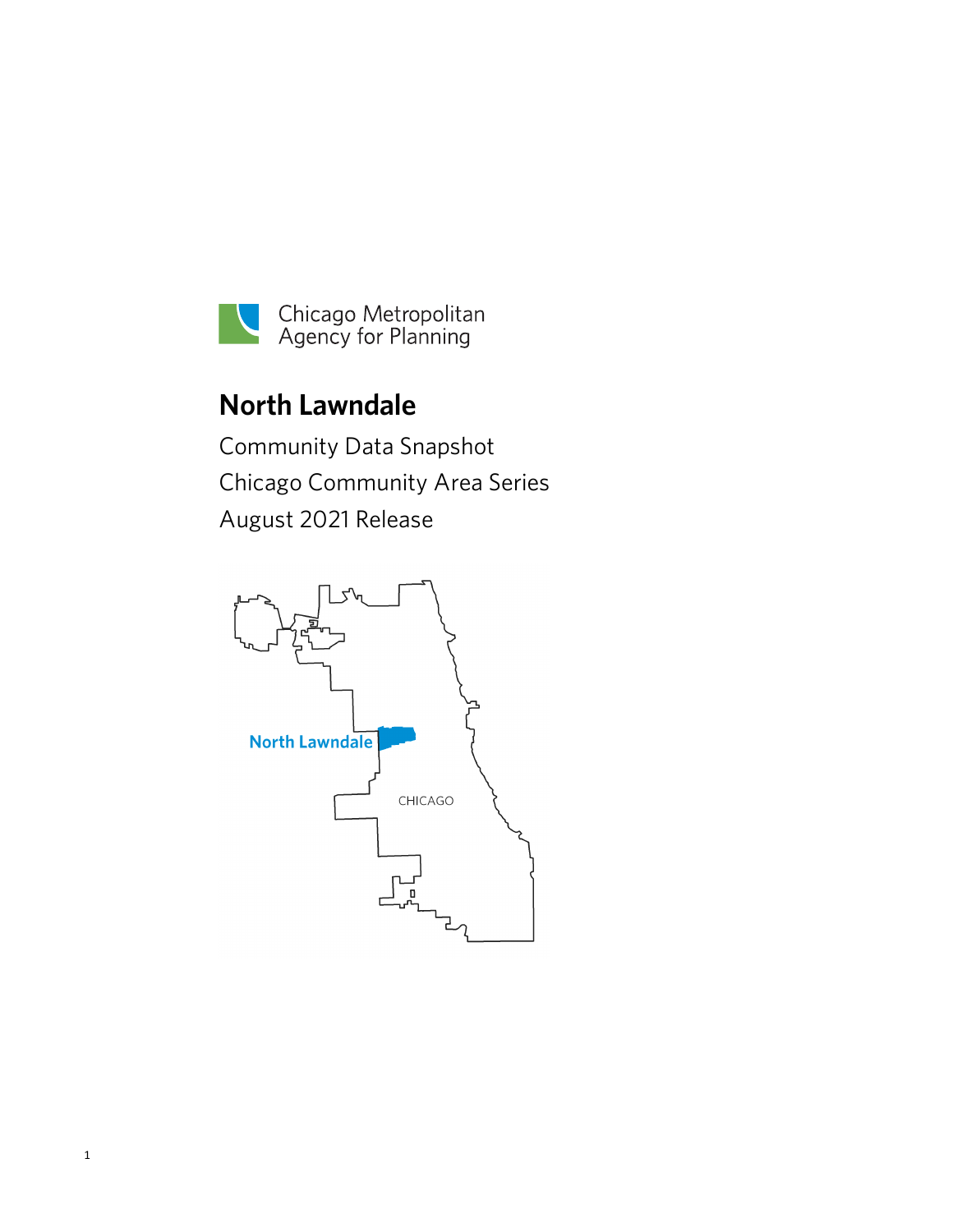Chicago Metropolitan Agency for Planning

# North Lawndale

Community Data Snapshot

Chicago Community Area Series

August 2021 Release

North Lawndale

CHICAGO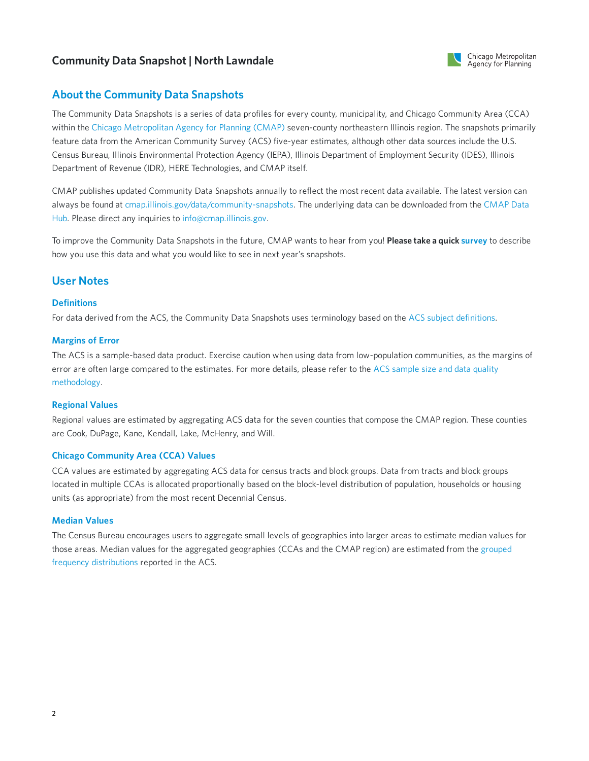## About the Community Data Snapshots

The Community Data Snapshots is a series of data profiles for every county, municipality, and Chicago Community Area (CCA) within the Chicago Metropolitan Agency for Planning (CMAP) seven-county northeastern Illinois region. The snapshots primarily feature data from the American Community Survey (ACS) five-year estimates, although other data sources include the U.S. Census Bureau, Illinois Environmental Protection Agency (IEPA), Illinois Department of Employment Security (IDES), Illinois Department of Revenue (IDR), HERE Technologies, and CMAP itself.

CMAP publishes updated Community Data Snapshots annually to reflect the most recent data available. The latest version can always be found at cmap.illinois.gov/data/community-snapshots. The underlying data can be downloaded from the CMAP Data Hub. Please direct any inquiries to info@cmap.illinois.gov.

To improve the Community Data Snapshots in the future, CMAP wants to hear from you! **Please take a quick survey** to describe how you use this data and what you would like to see in next year's snapshots.

## User Notes

### Definitions

For data derived from the ACS, the Community Data Snapshots uses terminology based on the ACS subject definitions.

### Margins of Error

The ACS is a sample-based data product. Exercise caution when using data from low-population communities, as the margins of error are often large compared to the estimates. For more details, please refer to the ACS sample size and data quality methodology.

### Regional Values

Regional values are estimated by aggregating ACS data for the seven counties that compose the CMAP region. These counties are Cook, DuPage, Kane, Kendall, Lake, McHenry, and Will.

### Chicago Community Area (CCA) Values

CCA values are estimated by aggregating ACS data for census tracts and block groups. Data from tracts and block groups located in multiple CCAs is allocated proportionally based on the block-level distribution of population, households or housing units (as appropriate) from the most recent Decennial Census.

### Median Values

The Census Bureau encourages users to aggregate small levels of geographies into larger areas to estimate median values for those areas. Median values for the aggregated geographies (CCAs and the CMAP region) are estimated from the grouped frequency distributions reported in the ACS.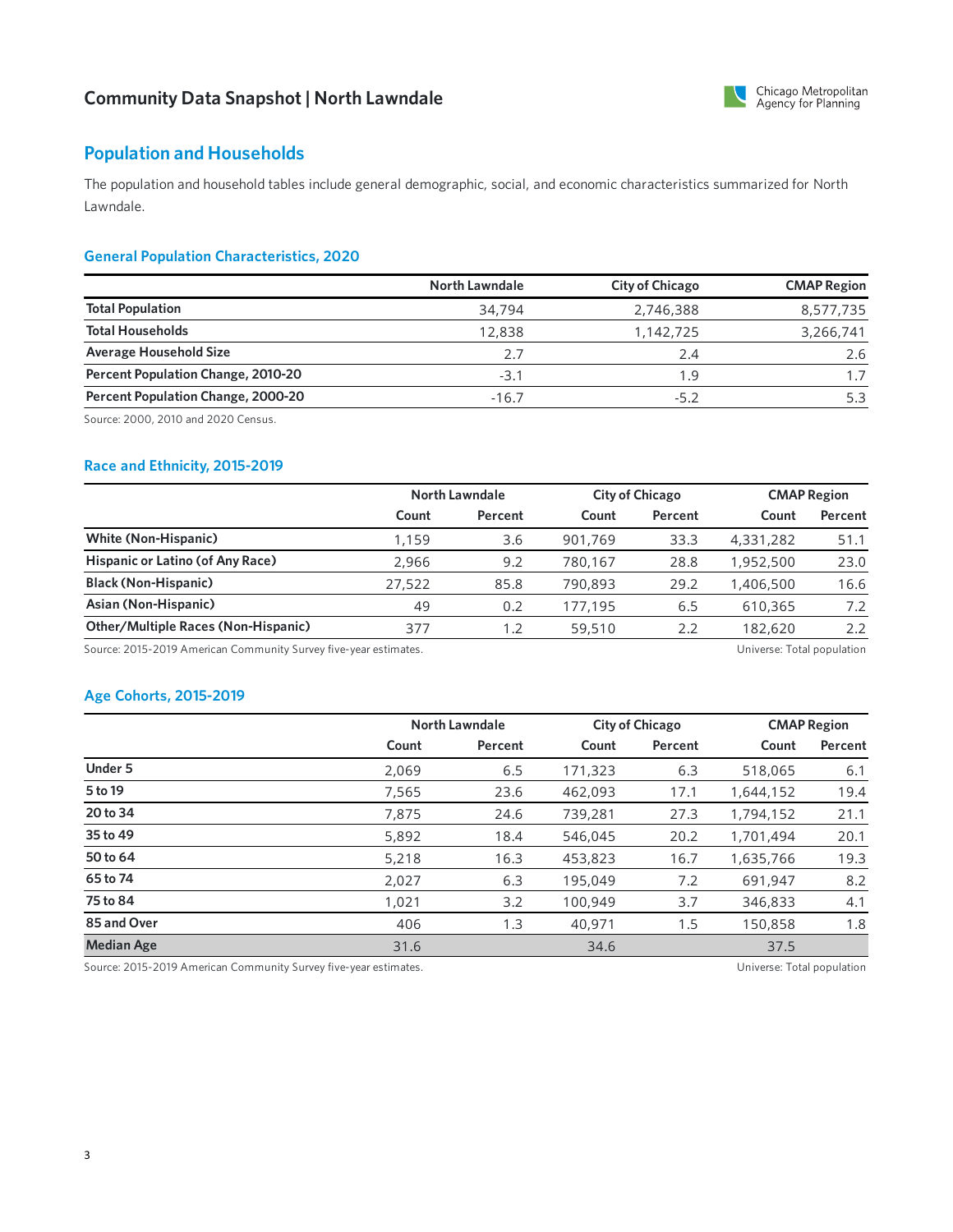## Population and Households

The population and household tables include general demographic, social, and economic characteristics summarized for North Lawndale.

### General Population Characteristics, 2020

| | North Lawndale | City of Chicago | CMAP Region |
|---|---|---|---|
| **Total Population** | 34,794 | 2,746,388 | 8,577,735 |
| **Total Households** | 12,838 | 1,142,725 | 3,266,741 |
| **Average Household Size** | 2.7 | 2.4 | 2.6 |
| **Percent Population Change, 2010-20** | -3.1 | 1.9 | 1.7 |
| **Percent Population Change, 2000-20** | -16.7 | -5.2 | 5.3 |

Source: 2000, 2010 and 2020 Census.

### Race and Ethnicity, 2015-2019

| | North Lawndale | | City of Chicago | | CMAP Region | |
|---|---|---|---|---|---|---|
| | Count | Percent | Count | Percent | Count | Percent |
| **White (Non-Hispanic)** | 1,159 | 3.6 | 901,769 | 33.3 | 4,331,282 | 51.1 |
| **Hispanic or Latino (of Any Race)** | 2,966 | 9.2 | 780,167 | 28.8 | 1,952,500 | 23.0 |
| **Black (Non-Hispanic)** | 27,522 | 85.8 | 790,893 | 29.2 | 1,406,500 | 16.6 |
| **Asian (Non-Hispanic)** | 49 | 0.2 | 177,195 | 6.5 | 610,365 | 7.2 |
| **Other/Multiple Races (Non-Hispanic)** | 377 | 1.2 | 59,510 | 2.2 | 182,620 | 2.2 |

Source: 2015-2019 American Community Survey five-year estimates. Universe: Total population

### Age Cohorts, 2015-2019

| | North Lawndale | | City of Chicago | | CMAP Region | |
|---|---|---|---|---|---|---|
| | Count | Percent | Count | Percent | Count | Percent |
| **Under 5** | 2,069 | 6.5 | 171,323 | 6.3 | 518,065 | 6.1 |
| **5 to 19** | 7,565 | 23.6 | 462,093 | 17.1 | 1,644,152 | 19.4 |
| **20 to 34** | 7,875 | 24.6 | 739,281 | 27.3 | 1,794,152 | 21.1 |
| **35 to 49** | 5,892 | 18.4 | 546,045 | 20.2 | 1,701,494 | 20.1 |
| **50 to 64** | 5,218 | 16.3 | 453,823 | 16.7 | 1,635,766 | 19.3 |
| **65 to 74** | 2,027 | 6.3 | 195,049 | 7.2 | 691,947 | 8.2 |
| **75 to 84** | 1,021 | 3.2 | 100,949 | 3.7 | 346,833 | 4.1 |
| **85 and Over** | 406 | 1.3 | 40,971 | 1.5 | 150,858 | 1.8 |
| **Median Age** | 31.6 | | 34.6 | | 37.5 | |

Source: 2015-2019 American Community Survey five-year estimates. Universe: Total population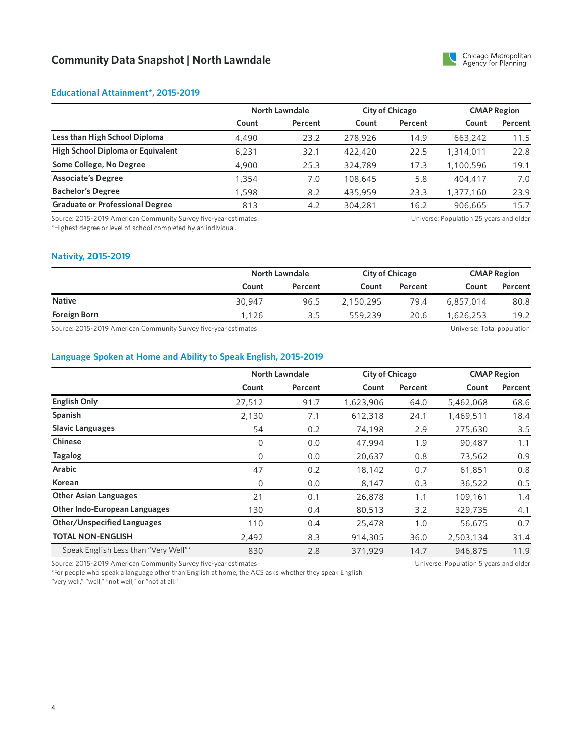# Community Data Snapshot | North Lawndale

## Educational Attainment*, 2015-2019

| | North Lawndale | | City of Chicago | | CMAP Region | |
|---|---|---|---|---|---|---|
| | Count | Percent | Count | Percent | Count | Percent |
| **Less than High School Diploma** | 4,490 | 23.2 | 278,926 | 14.9 | 663,242 | 11.5 |
| **High School Diploma or Equivalent** | 6,231 | 32.1 | 422,420 | 22.5 | 1,314,011 | 22.8 |
| **Some College, No Degree** | 4,900 | 25.3 | 324,789 | 17.3 | 1,100,596 | 19.1 |
| **Associate's Degree** | 1,354 | 7.0 | 108,645 | 5.8 | 404,417 | 7.0 |
| **Bachelor's Degree** | 1,598 | 8.2 | 435,959 | 23.3 | 1,377,160 | 23.9 |
| **Graduate or Professional Degree** | 813 | 4.2 | 304,281 | 16.2 | 906,665 | 15.7 |

Source: 2015-2019 American Community Survey five-year estimates.
*Highest degree or level of school completed by an individual.

Universe: Population 25 years and older

## Nativity, 2015-2019

| | North Lawndale | | City of Chicago | | CMAP Region | |
|---|---|---|---|---|---|---|
| | Count | Percent | Count | Percent | Count | Percent |
| **Native** | 30,947 | 96.5 | 2,150,295 | 79.4 | 6,857,014 | 80.8 |
| **Foreign Born** | 1,126 | 3.5 | 559,239 | 20.6 | 1,626,253 | 19.2 |

Source: 2015-2019 American Community Survey five-year estimates.

Universe: Total population

## Language Spoken at Home and Ability to Speak English, 2015-2019

| | North Lawndale | | City of Chicago | | CMAP Region | |
|---|---|---|---|---|---|---|
| | Count | Percent | Count | Percent | Count | Percent |
| **English Only** | 27,512 | 91.7 | 1,623,906 | 64.0 | 5,462,068 | 68.6 |
| **Spanish** | 2,130 | 7.1 | 612,318 | 24.1 | 1,469,511 | 18.4 |
| **Slavic Languages** | 54 | 0.2 | 74,198 | 2.9 | 275,630 | 3.5 |
| **Chinese** | 0 | 0.0 | 47,994 | 1.9 | 90,487 | 1.1 |
| **Tagalog** | 0 | 0.0 | 20,637 | 0.8 | 73,562 | 0.9 |
| **Arabic** | 47 | 0.2 | 18,142 | 0.7 | 61,851 | 0.8 |
| **Korean** | 0 | 0.0 | 8,147 | 0.3 | 36,522 | 0.5 |
| **Other Asian Languages** | 21 | 0.1 | 26,878 | 1.1 | 109,161 | 1.4 |
| **Other Indo-European Languages** | 130 | 0.4 | 80,513 | 3.2 | 329,735 | 4.1 |
| **Other/Unspecified Languages** | 110 | 0.4 | 25,478 | 1.0 | 56,675 | 0.7 |
| **TOTAL NON-ENGLISH** | 2,492 | 8.3 | 914,305 | 36.0 | 2,503,134 | 31.4 |
| Speak English Less than "Very Well"* | 830 | 2.8 | 371,929 | 14.7 | 946,875 | 11.9 |

Source: 2015-2019 American Community Survey five-year estimates.
*For people who speak a language other than English at home, the ACS asks whether they speak English "very well," "well," "not well," or "not at all."

Universe: Population 5 years and older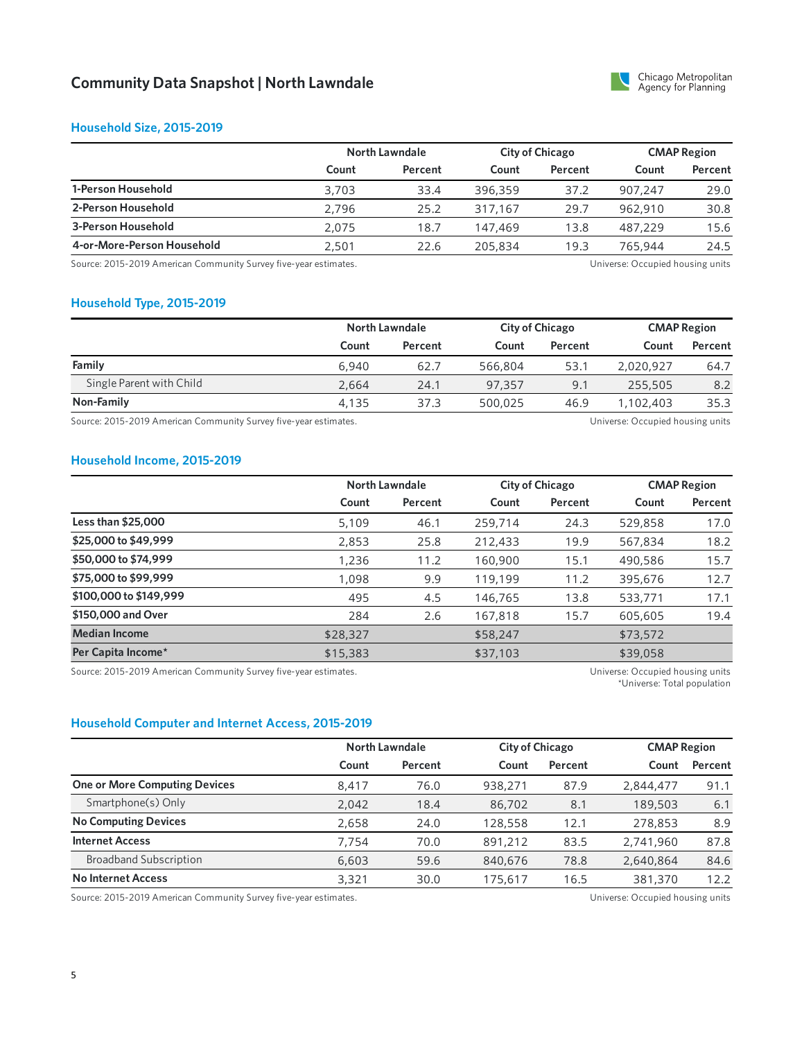# Community Data Snapshot | North Lawndale

## Household Size, 2015-2019

| | North Lawndale | | City of Chicago | | CMAP Region | |
|---|---|---|---|---|---|---|
| | Count | Percent | Count | Percent | Count | Percent |
| **1-Person Household** | 3,703 | 33.4 | 396,359 | 37.2 | 907,247 | 29.0 |
| **2-Person Household** | 2,796 | 25.2 | 317,167 | 29.7 | 962,910 | 30.8 |
| **3-Person Household** | 2,075 | 18.7 | 147,469 | 13.8 | 487,229 | 15.6 |
| **4-or-More-Person Household** | 2,501 | 22.6 | 205,834 | 19.3 | 765,944 | 24.5 |

Source: 2015-2019 American Community Survey five-year estimates. Universe: Occupied housing units

## Household Type, 2015-2019

| | North Lawndale | | City of Chicago | | CMAP Region | |
|---|---|---|---|---|---|---|
| | Count | Percent | Count | Percent | Count | Percent |
| **Family** | 6,940 | 62.7 | 566,804 | 53.1 | 2,020,927 | 64.7 |
| Single Parent with Child | 2,664 | 24.1 | 97,357 | 9.1 | 255,505 | 8.2 |
| **Non-Family** | 4,135 | 37.3 | 500,025 | 46.9 | 1,102,403 | 35.3 |

Source: 2015-2019 American Community Survey five-year estimates. Universe: Occupied housing units

## Household Income, 2015-2019

| | North Lawndale | | City of Chicago | | CMAP Region | |
|---|---|---|---|---|---|---|
| | Count | Percent | Count | Percent | Count | Percent |
| **Less than $25,000** | 5,109 | 46.1 | 259,714 | 24.3 | 529,858 | 17.0 |
| **$25,000 to $49,999** | 2,853 | 25.8 | 212,433 | 19.9 | 567,834 | 18.2 |
| **$50,000 to $74,999** | 1,236 | 11.2 | 160,900 | 15.1 | 490,586 | 15.7 |
| **$75,000 to $99,999** | 1,098 | 9.9 | 119,199 | 11.2 | 395,676 | 12.7 |
| **$100,000 to $149,999** | 495 | 4.5 | 146,765 | 13.8 | 533,771 | 17.1 |
| **$150,000 and Over** | 284 | 2.6 | 167,818 | 15.7 | 605,605 | 19.4 |
| **Median Income** | $28,327 | | $58,247 | | $73,572 | |
| **Per Capita Income*** | $15,383 | | $37,103 | | $39,058 | |

Source: 2015-2019 American Community Survey five-year estimates. Universe: Occupied housing units
*Universe: Total population

## Household Computer and Internet Access, 2015-2019

| | North Lawndale | | City of Chicago | | CMAP Region | |
|---|---|---|---|---|---|---|
| | Count | Percent | Count | Percent | Count | Percent |
| **One or More Computing Devices** | 8,417 | 76.0 | 938,271 | 87.9 | 2,844,477 | 91.1 |
| Smartphone(s) Only | 2,042 | 18.4 | 86,702 | 8.1 | 189,503 | 6.1 |
| **No Computing Devices** | 2,658 | 24.0 | 128,558 | 12.1 | 278,853 | 8.9 |
| **Internet Access** | 7,754 | 70.0 | 891,212 | 83.5 | 2,741,960 | 87.8 |
| Broadband Subscription | 6,603 | 59.6 | 840,676 | 78.8 | 2,640,864 | 84.6 |
| **No Internet Access** | 3,321 | 30.0 | 175,617 | 16.5 | 381,370 | 12.2 |

Source: 2015-2019 American Community Survey five-year estimates. Universe: Occupied housing units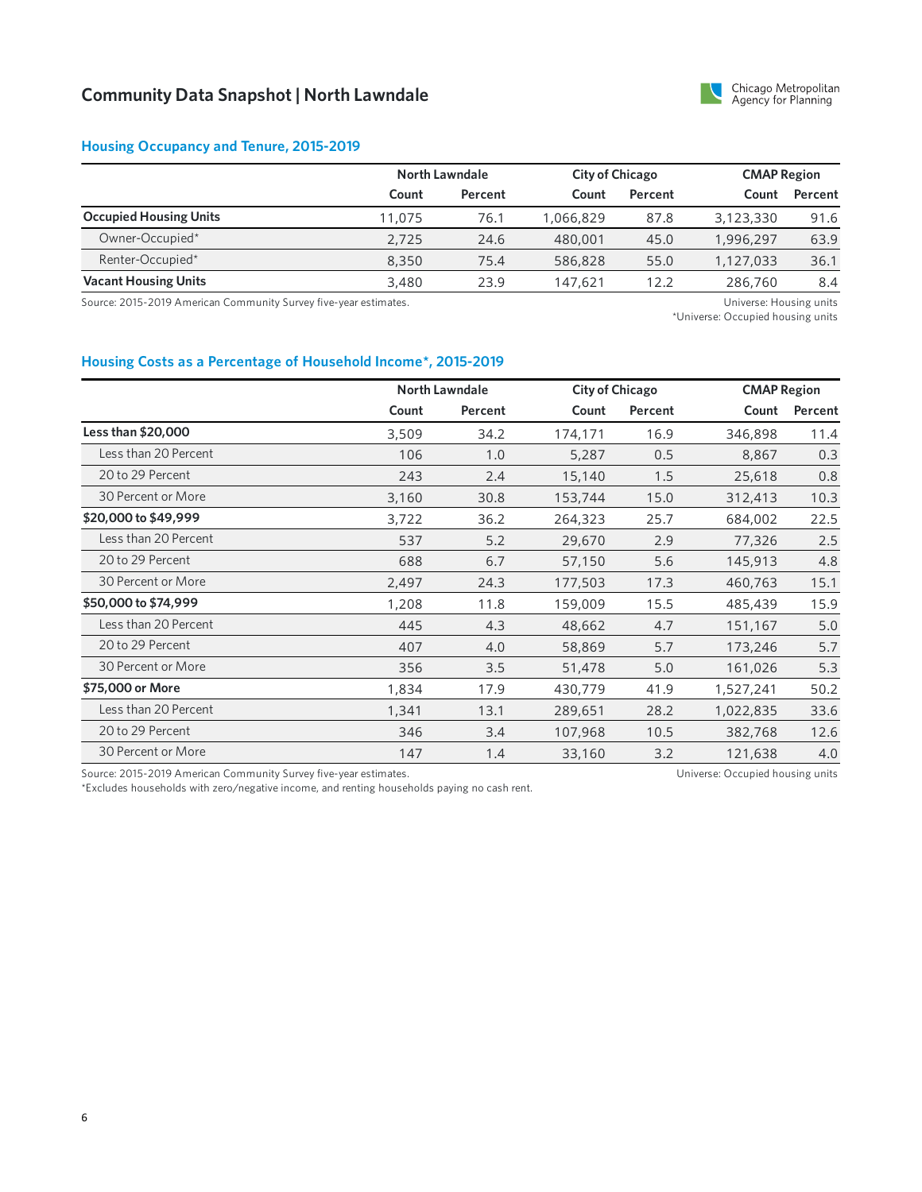## Community Data Snapshot | North Lawndale

### Housing Occupancy and Tenure, 2015-2019

| | North Lawndale | | City of Chicago | | CMAP Region | |
|---|---|---|---|---|---|---|
| | Count | Percent | Count | Percent | Count | Percent |
| **Occupied Housing Units** | 11,075 | 76.1 | 1,066,829 | 87.8 | 3,123,330 | 91.6 |
| Owner-Occupied* | 2,725 | 24.6 | 480,001 | 45.0 | 1,996,297 | 63.9 |
| Renter-Occupied* | 8,350 | 75.4 | 586,828 | 55.0 | 1,127,033 | 36.1 |
| **Vacant Housing Units** | 3,480 | 23.9 | 147,621 | 12.2 | 286,760 | 8.4 |

Source: 2015-2019 American Community Survey five-year estimates.

Universe: Housing units
*Universe: Occupied housing units

### Housing Costs as a Percentage of Household Income*, 2015-2019

| | North Lawndale | | City of Chicago | | CMAP Region | |
|---|---|---|---|---|---|---|
| | Count | Percent | Count | Percent | Count | Percent |
| **Less than $20,000** | 3,509 | 34.2 | 174,171 | 16.9 | 346,898 | 11.4 |
| Less than 20 Percent | 106 | 1.0 | 5,287 | 0.5 | 8,867 | 0.3 |
| 20 to 29 Percent | 243 | 2.4 | 15,140 | 1.5 | 25,618 | 0.8 |
| 30 Percent or More | 3,160 | 30.8 | 153,744 | 15.0 | 312,413 | 10.3 |
| **$20,000 to $49,999** | 3,722 | 36.2 | 264,323 | 25.7 | 684,002 | 22.5 |
| Less than 20 Percent | 537 | 5.2 | 29,670 | 2.9 | 77,326 | 2.5 |
| 20 to 29 Percent | 688 | 6.7 | 57,150 | 5.6 | 145,913 | 4.8 |
| 30 Percent or More | 2,497 | 24.3 | 177,503 | 17.3 | 460,763 | 15.1 |
| **$50,000 to $74,999** | 1,208 | 11.8 | 159,009 | 15.5 | 485,439 | 15.9 |
| Less than 20 Percent | 445 | 4.3 | 48,662 | 4.7 | 151,167 | 5.0 |
| 20 to 29 Percent | 407 | 4.0 | 58,869 | 5.7 | 173,246 | 5.7 |
| 30 Percent or More | 356 | 3.5 | 51,478 | 5.0 | 161,026 | 5.3 |
| **$75,000 or More** | 1,834 | 17.9 | 430,779 | 41.9 | 1,527,241 | 50.2 |
| Less than 20 Percent | 1,341 | 13.1 | 289,651 | 28.2 | 1,022,835 | 33.6 |
| 20 to 29 Percent | 346 | 3.4 | 107,968 | 10.5 | 382,768 | 12.6 |
| 30 Percent or More | 147 | 1.4 | 33,160 | 3.2 | 121,638 | 4.0 |

Source: 2015-2019 American Community Survey five-year estimates.

Universe: Occupied housing units

*Excludes households with zero/negative income, and renting households paying no cash rent.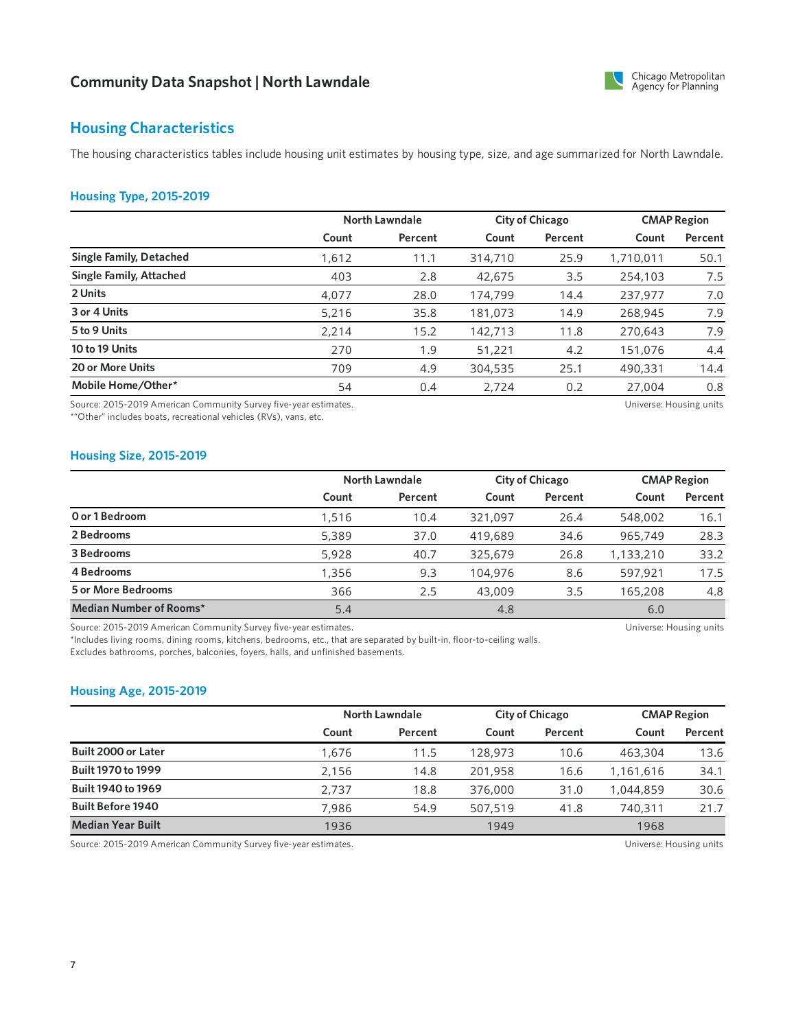## Housing Characteristics

The housing characteristics tables include housing unit estimates by housing type, size, and age summarized for North Lawndale.

### Housing Type, 2015-2019

| | North Lawndale | | City of Chicago | | CMAP Region | |
|---|---|---|---|---|---|---|
| | Count | Percent | Count | Percent | Count | Percent |
| **Single Family, Detached** | 1,612 | 11.1 | 314,710 | 25.9 | 1,710,011 | 50.1 |
| **Single Family, Attached** | 403 | 2.8 | 42,675 | 3.5 | 254,103 | 7.5 |
| **2 Units** | 4,077 | 28.0 | 174,799 | 14.4 | 237,977 | 7.0 |
| **3 or 4 Units** | 5,216 | 35.8 | 181,073 | 14.9 | 268,945 | 7.9 |
| **5 to 9 Units** | 2,214 | 15.2 | 142,713 | 11.8 | 270,643 | 7.9 |
| **10 to 19 Units** | 270 | 1.9 | 51,221 | 4.2 | 151,076 | 4.4 |
| **20 or More Units** | 709 | 4.9 | 304,535 | 25.1 | 490,331 | 14.4 |
| **Mobile Home/Other*** | 54 | 0.4 | 2,724 | 0.2 | 27,004 | 0.8 |

Source: 2015-2019 American Community Survey five-year estimates.
*"Other" includes boats, recreational vehicles (RVs), vans, etc.

Universe: Housing units

### Housing Size, 2015-2019

| | North Lawndale | | City of Chicago | | CMAP Region | |
|---|---|---|---|---|---|---|
| | Count | Percent | Count | Percent | Count | Percent |
| **0 or 1 Bedroom** | 1,516 | 10.4 | 321,097 | 26.4 | 548,002 | 16.1 |
| **2 Bedrooms** | 5,389 | 37.0 | 419,689 | 34.6 | 965,749 | 28.3 |
| **3 Bedrooms** | 5,928 | 40.7 | 325,679 | 26.8 | 1,133,210 | 33.2 |
| **4 Bedrooms** | 1,356 | 9.3 | 104,976 | 8.6 | 597,921 | 17.5 |
| **5 or More Bedrooms** | 366 | 2.5 | 43,009 | 3.5 | 165,208 | 4.8 |
| **Median Number of Rooms*** | 5.4 | | 4.8 | | 6.0 | |

Source: 2015-2019 American Community Survey five-year estimates.
*Includes living rooms, dining rooms, kitchens, bedrooms, etc., that are separated by built-in, floor-to-ceiling walls. Excludes bathrooms, porches, balconies, foyers, halls, and unfinished basements.

Universe: Housing units

### Housing Age, 2015-2019

| | North Lawndale | | City of Chicago | | CMAP Region | |
|---|---|---|---|---|---|---|
| | Count | Percent | Count | Percent | Count | Percent |
| **Built 2000 or Later** | 1,676 | 11.5 | 128,973 | 10.6 | 463,304 | 13.6 |
| **Built 1970 to 1999** | 2,156 | 14.8 | 201,958 | 16.6 | 1,161,616 | 34.1 |
| **Built 1940 to 1969** | 2,737 | 18.8 | 376,000 | 31.0 | 1,044,859 | 30.6 |
| **Built Before 1940** | 7,986 | 54.9 | 507,519 | 41.8 | 740,311 | 21.7 |
| **Median Year Built** | 1936 | | 1949 | | 1968 | |

Source: 2015-2019 American Community Survey five-year estimates.

Universe: Housing units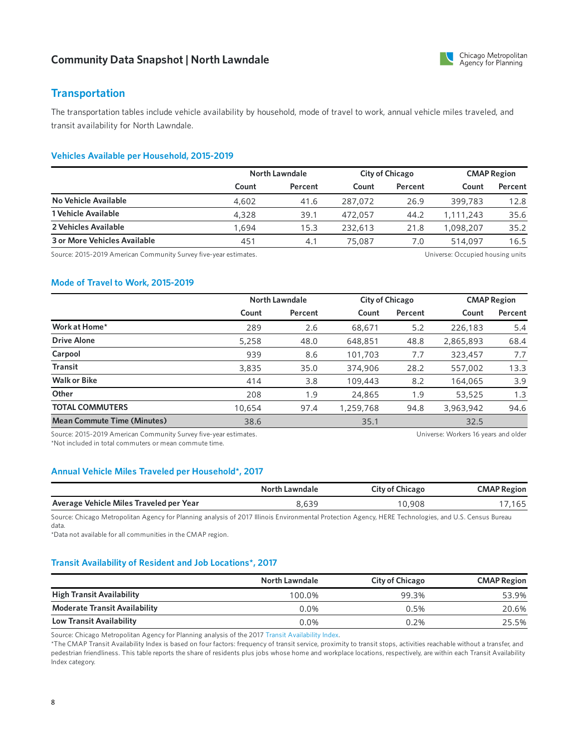## Transportation

The transportation tables include vehicle availability by household, mode of travel to work, annual vehicle miles traveled, and transit availability for North Lawndale.

### Vehicles Available per Household, 2015-2019

| | North Lawndale | | City of Chicago | | CMAP Region | |
|---|---|---|---|---|---|---|
| | Count | Percent | Count | Percent | Count | Percent |
| **No Vehicle Available** | 4,602 | 41.6 | 287,072 | 26.9 | 399,783 | 12.8 |
| **1 Vehicle Available** | 4,328 | 39.1 | 472,057 | 44.2 | 1,111,243 | 35.6 |
| **2 Vehicles Available** | 1,694 | 15.3 | 232,613 | 21.8 | 1,098,207 | 35.2 |
| **3 or More Vehicles Available** | 451 | 4.1 | 75,087 | 7.0 | 514,097 | 16.5 |

Source: 2015-2019 American Community Survey five-year estimates.

Universe: Occupied housing units

### Mode of Travel to Work, 2015-2019

| | North Lawndale | | City of Chicago | | CMAP Region | |
|---|---|---|---|---|---|---|
| | Count | Percent | Count | Percent | Count | Percent |
| **Work at Home*** | 289 | 2.6 | 68,671 | 5.2 | 226,183 | 5.4 |
| **Drive Alone** | 5,258 | 48.0 | 648,851 | 48.8 | 2,865,893 | 68.4 |
| **Carpool** | 939 | 8.6 | 101,703 | 7.7 | 323,457 | 7.7 |
| **Transit** | 3,835 | 35.0 | 374,906 | 28.2 | 557,002 | 13.3 |
| **Walk or Bike** | 414 | 3.8 | 109,443 | 8.2 | 164,065 | 3.9 |
| **Other** | 208 | 1.9 | 24,865 | 1.9 | 53,525 | 1.3 |
| **TOTAL COMMUTERS** | 10,654 | 97.4 | 1,259,768 | 94.8 | 3,963,942 | 94.6 |
| **Mean Commute Time (Minutes)** | 38.6 | | 35.1 | | 32.5 | |

Source: 2015-2019 American Community Survey five-year estimates.

*Not included in total commuters or mean commute time.

Universe: Workers 16 years and older

### Annual Vehicle Miles Traveled per Household*, 2017

| | North Lawndale | City of Chicago | CMAP Region |
|---|---|---|---|
| **Average Vehicle Miles Traveled per Year** | 8,639 | 10,908 | 17,165 |

Source: Chicago Metropolitan Agency for Planning analysis of 2017 Illinois Environmental Protection Agency, HERE Technologies, and U.S. Census Bureau data.

*Data not available for all communities in the CMAP region.

### Transit Availability of Resident and Job Locations*, 2017

| | North Lawndale | City of Chicago | CMAP Region |
|---|---|---|---|
| **High Transit Availability** | 100.0% | 99.3% | 53.9% |
| **Moderate Transit Availability** | 0.0% | 0.5% | 20.6% |
| **Low Transit Availability** | 0.0% | 0.2% | 25.5% |

Source: Chicago Metropolitan Agency for Planning analysis of the 2017 Transit Availability Index.

*The CMAP Transit Availability Index is based on four factors: frequency of transit service, proximity to transit stops, activities reachable without a transfer, and pedestrian friendliness. This table reports the share of residents plus jobs whose home and workplace locations, respectively, are within each Transit Availability Index category.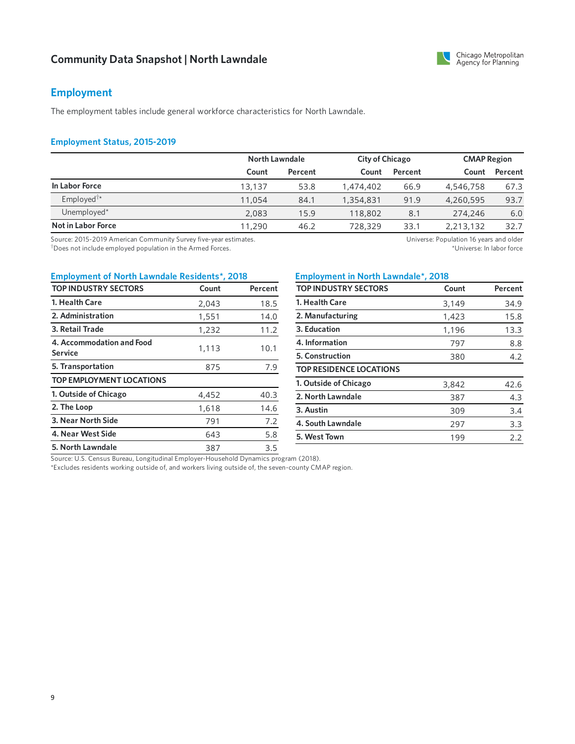Community Data Snapshot | North Lawndale

## Employment

The employment tables include general workforce characteristics for North Lawndale.

### Employment Status, 2015-2019

| | North Lawndale | | City of Chicago | | CMAP Region | |
|---|---|---|---|---|---|---|
| | Count | Percent | Count | Percent | Count | Percent |
| **In Labor Force** | 13,137 | 53.8 | 1,474,402 | 66.9 | 4,546,758 | 67.3 |
| Employed†* | 11,054 | 84.1 | 1,354,831 | 91.9 | 4,260,595 | 93.7 |
| Unemployed* | 2,083 | 15.9 | 118,802 | 8.1 | 274,246 | 6.0 |
| **Not in Labor Force** | 11,290 | 46.2 | 728,329 | 33.1 | 2,213,132 | 32.7 |

Source: 2015-2019 American Community Survey five-year estimates.
†Does not include employed population in the Armed Forces.

Universe: Population 16 years and older
*Universe: In labor force

### Employment of North Lawndale Residents*, 2018

| TOP INDUSTRY SECTORS | Count | Percent |
|---|---|---|
| 1. Health Care | 2,043 | 18.5 |
| 2. Administration | 1,551 | 14.0 |
| 3. Retail Trade | 1,232 | 11.2 |
| 4. Accommodation and Food Service | 1,113 | 10.1 |
| 5. Transportation | 875 | 7.9 |
| **TOP EMPLOYMENT LOCATIONS** | | |
| 1. Outside of Chicago | 4,452 | 40.3 |
| 2. The Loop | 1,618 | 14.6 |
| 3. Near North Side | 791 | 7.2 |
| 4. Near West Side | 643 | 5.8 |
| 5. North Lawndale | 387 | 3.5 |

### Employment in North Lawndale*, 2018

| TOP INDUSTRY SECTORS | Count | Percent |
|---|---|---|
| 1. Health Care | 3,149 | 34.9 |
| 2. Manufacturing | 1,423 | 15.8 |
| 3. Education | 1,196 | 13.3 |
| 4. Information | 797 | 8.8 |
| 5. Construction | 380 | 4.2 |
| **TOP RESIDENCE LOCATIONS** | | |
| 1. Outside of Chicago | 3,842 | 42.6 |
| 2. North Lawndale | 387 | 4.3 |
| 3. Austin | 309 | 3.4 |
| 4. South Lawndale | 297 | 3.3 |
| 5. West Town | 199 | 2.2 |

Source: U.S. Census Bureau, Longitudinal Employer-Household Dynamics program (2018).
*Excludes residents working outside of, and workers living outside of, the seven-county CMAP region.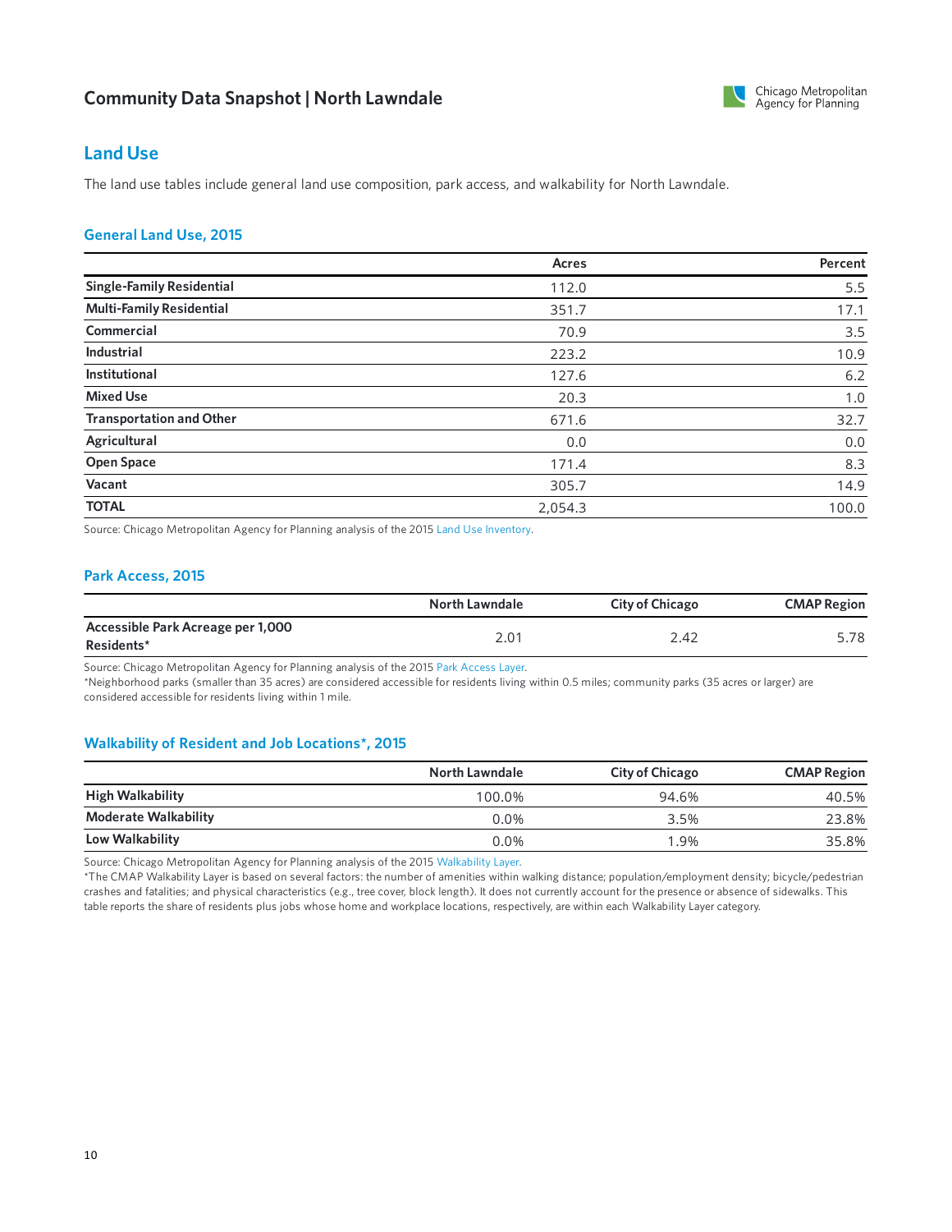## Land Use

The land use tables include general land use composition, park access, and walkability for North Lawndale.

### General Land Use, 2015

| | Acres | Percent |
|---|---|---|
| **Single-Family Residential** | 112.0 | 5.5 |
| **Multi-Family Residential** | 351.7 | 17.1 |
| **Commercial** | 70.9 | 3.5 |
| **Industrial** | 223.2 | 10.9 |
| **Institutional** | 127.6 | 6.2 |
| **Mixed Use** | 20.3 | 1.0 |
| **Transportation and Other** | 671.6 | 32.7 |
| **Agricultural** | 0.0 | 0.0 |
| **Open Space** | 171.4 | 8.3 |
| **Vacant** | 305.7 | 14.9 |
| **TOTAL** | 2,054.3 | 100.0 |

Source: Chicago Metropolitan Agency for Planning analysis of the 2015 Land Use Inventory.

### Park Access, 2015

| | North Lawndale | City of Chicago | CMAP Region |
|---|---|---|---|
| **Accessible Park Acreage per 1,000 Residents*** | 2.01 | 2.42 | 5.78 |

Source: Chicago Metropolitan Agency for Planning analysis of the 2015 Park Access Layer.
*Neighborhood parks (smaller than 35 acres) are considered accessible for residents living within 0.5 miles; community parks (35 acres or larger) are considered accessible for residents living within 1 mile.

### Walkability of Resident and Job Locations*, 2015

| | North Lawndale | City of Chicago | CMAP Region |
|---|---|---|---|
| **High Walkability** | 100.0% | 94.6% | 40.5% |
| **Moderate Walkability** | 0.0% | 3.5% | 23.8% |
| **Low Walkability** | 0.0% | 1.9% | 35.8% |

Source: Chicago Metropolitan Agency for Planning analysis of the 2015 Walkability Layer.
*The CMAP Walkability Layer is based on several factors: the number of amenities within walking distance; population/employment density; bicycle/pedestrian crashes and fatalities; and physical characteristics (e.g., tree cover, block length). It does not currently account for the presence or absence of sidewalks. This table reports the share of residents plus jobs whose home and workplace locations, respectively, are within each Walkability Layer category.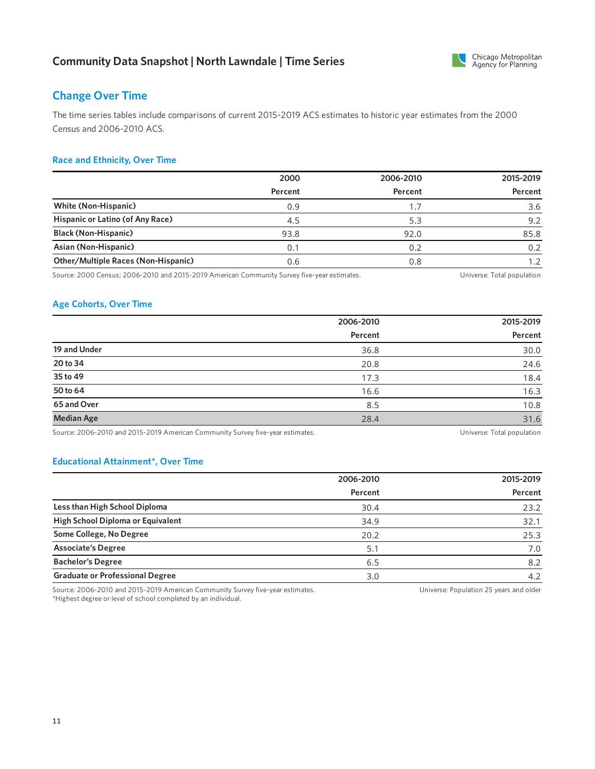# Community Data Snapshot | North Lawndale | Time Series

## Change Over Time

The time series tables include comparisons of current 2015-2019 ACS estimates to historic year estimates from the 2000 Census and 2006-2010 ACS.

### Race and Ethnicity, Over Time

| | 2000 | 2006-2010 | 2015-2019 |
|---|---|---|---|
| | Percent | Percent | Percent |
| **White (Non-Hispanic)** | 0.9 | 1.7 | 3.6 |
| **Hispanic or Latino (of Any Race)** | 4.5 | 5.3 | 9.2 |
| **Black (Non-Hispanic)** | 93.8 | 92.0 | 85.8 |
| **Asian (Non-Hispanic)** | 0.1 | 0.2 | 0.2 |
| **Other/Multiple Races (Non-Hispanic)** | 0.6 | 0.8 | 1.2 |

Source: 2000 Census; 2006-2010 and 2015-2019 American Community Survey five-year estimates. Universe: Total population

### Age Cohorts, Over Time

| | 2006-2010 | 2015-2019 |
|---|---|---|
| | Percent | Percent |
| **19 and Under** | 36.8 | 30.0 |
| **20 to 34** | 20.8 | 24.6 |
| **35 to 49** | 17.3 | 18.4 |
| **50 to 64** | 16.6 | 16.3 |
| **65 and Over** | 8.5 | 10.8 |
| **Median Age** | 28.4 | 31.6 |

Source: 2006-2010 and 2015-2019 American Community Survey five-year estimates. Universe: Total population

### Educational Attainment*, Over Time

| | 2006-2010 | 2015-2019 |
|---|---|---|
| | Percent | Percent |
| **Less than High School Diploma** | 30.4 | 23.2 |
| **High School Diploma or Equivalent** | 34.9 | 32.1 |
| **Some College, No Degree** | 20.2 | 25.3 |
| **Associate's Degree** | 5.1 | 7.0 |
| **Bachelor's Degree** | 6.5 | 8.2 |
| **Graduate or Professional Degree** | 3.0 | 4.2 |

Source: 2006-2010 and 2015-2019 American Community Survey five-year estimates. Universe: Population 25 years and older
*Highest degree or level of school completed by an individual.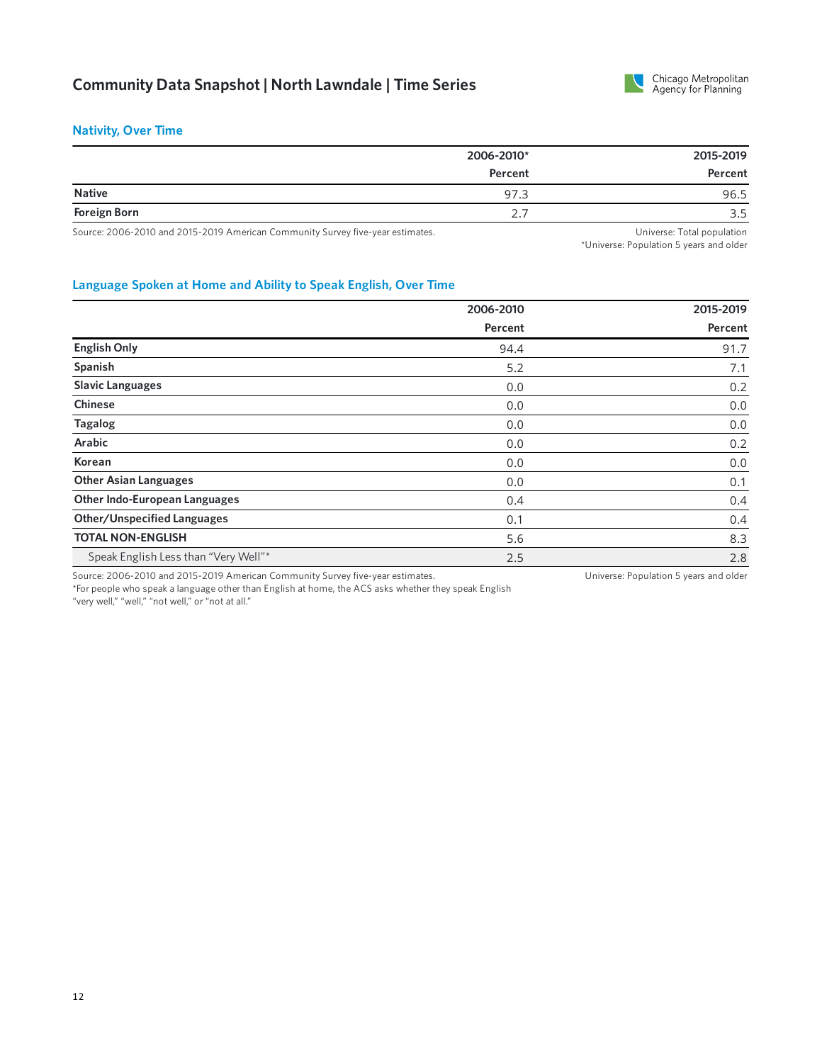# Community Data Snapshot | North Lawndale | Time Series

## Nativity, Over Time

| | 2006-2010* Percent | 2015-2019 Percent |
|---|---|---|
| **Native** | 97.3 | 96.5 |
| **Foreign Born** | 2.7 | 3.5 |

Source: 2006-2010 and 2015-2019 American Community Survey five-year estimates.

Universe: Total population
*Universe: Population 5 years and older

## Language Spoken at Home and Ability to Speak English, Over Time

| | 2006-2010 Percent | 2015-2019 Percent |
|---|---|---|
| **English Only** | 94.4 | 91.7 |
| **Spanish** | 5.2 | 7.1 |
| **Slavic Languages** | 0.0 | 0.2 |
| **Chinese** | 0.0 | 0.0 |
| **Tagalog** | 0.0 | 0.0 |
| **Arabic** | 0.0 | 0.2 |
| **Korean** | 0.0 | 0.0 |
| **Other Asian Languages** | 0.0 | 0.1 |
| **Other Indo-European Languages** | 0.4 | 0.4 |
| **Other/Unspecified Languages** | 0.1 | 0.4 |
| **TOTAL NON-ENGLISH** | 5.6 | 8.3 |
| Speak English Less than "Very Well"* | 2.5 | 2.8 |

Source: 2006-2010 and 2015-2019 American Community Survey five-year estimates.
*For people who speak a language other than English at home, the ACS asks whether they speak English "very well," "well," "not well," or "not at all."

Universe: Population 5 years and older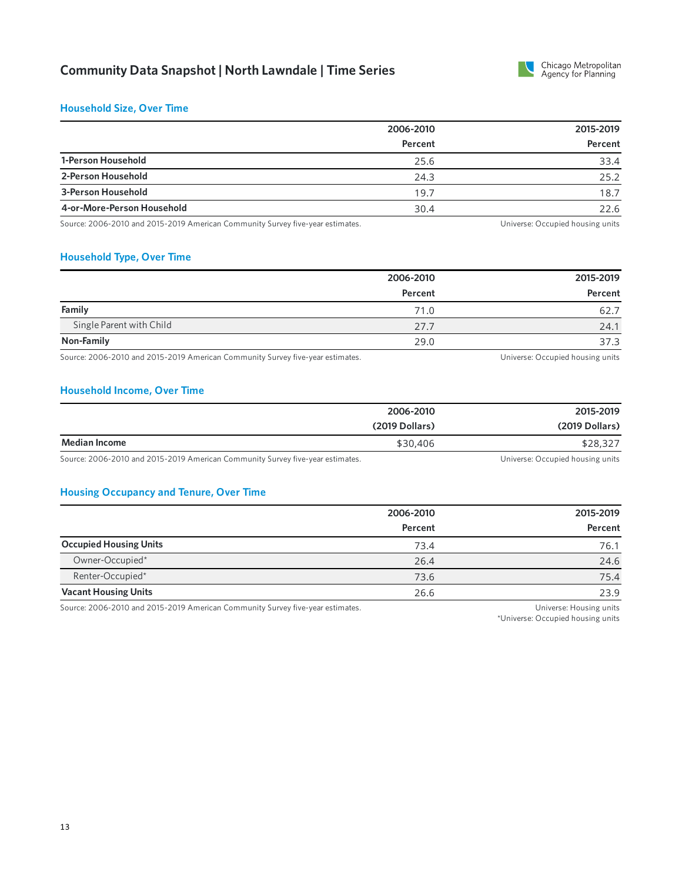# Community Data Snapshot | North Lawndale | Time Series

## Household Size, Over Time

| | 2006-2010 Percent | 2015-2019 Percent |
|---|---|---|
| **1-Person Household** | 25.6 | 33.4 |
| **2-Person Household** | 24.3 | 25.2 |
| **3-Person Household** | 19.7 | 18.7 |
| **4-or-More-Person Household** | 30.4 | 22.6 |

Source: 2006-2010 and 2015-2019 American Community Survey five-year estimates. Universe: Occupied housing units

## Household Type, Over Time

| | 2006-2010 Percent | 2015-2019 Percent |
|---|---|---|
| **Family** | 71.0 | 62.7 |
| Single Parent with Child | 27.7 | 24.1 |
| **Non-Family** | 29.0 | 37.3 |

Source: 2006-2010 and 2015-2019 American Community Survey five-year estimates. Universe: Occupied housing units

## Household Income, Over Time

| | 2006-2010 (2019 Dollars) | 2015-2019 (2019 Dollars) |
|---|---|---|
| **Median Income** | $30,406 | $28,327 |

Source: 2006-2010 and 2015-2019 American Community Survey five-year estimates. Universe: Occupied housing units

## Housing Occupancy and Tenure, Over Time

| | 2006-2010 Percent | 2015-2019 Percent |
|---|---|---|
| **Occupied Housing Units** | 73.4 | 76.1 |
| Owner-Occupied* | 26.4 | 24.6 |
| Renter-Occupied* | 73.6 | 75.4 |
| **Vacant Housing Units** | 26.6 | 23.9 |

Source: 2006-2010 and 2015-2019 American Community Survey five-year estimates. Universe: Housing units
*Universe: Occupied housing units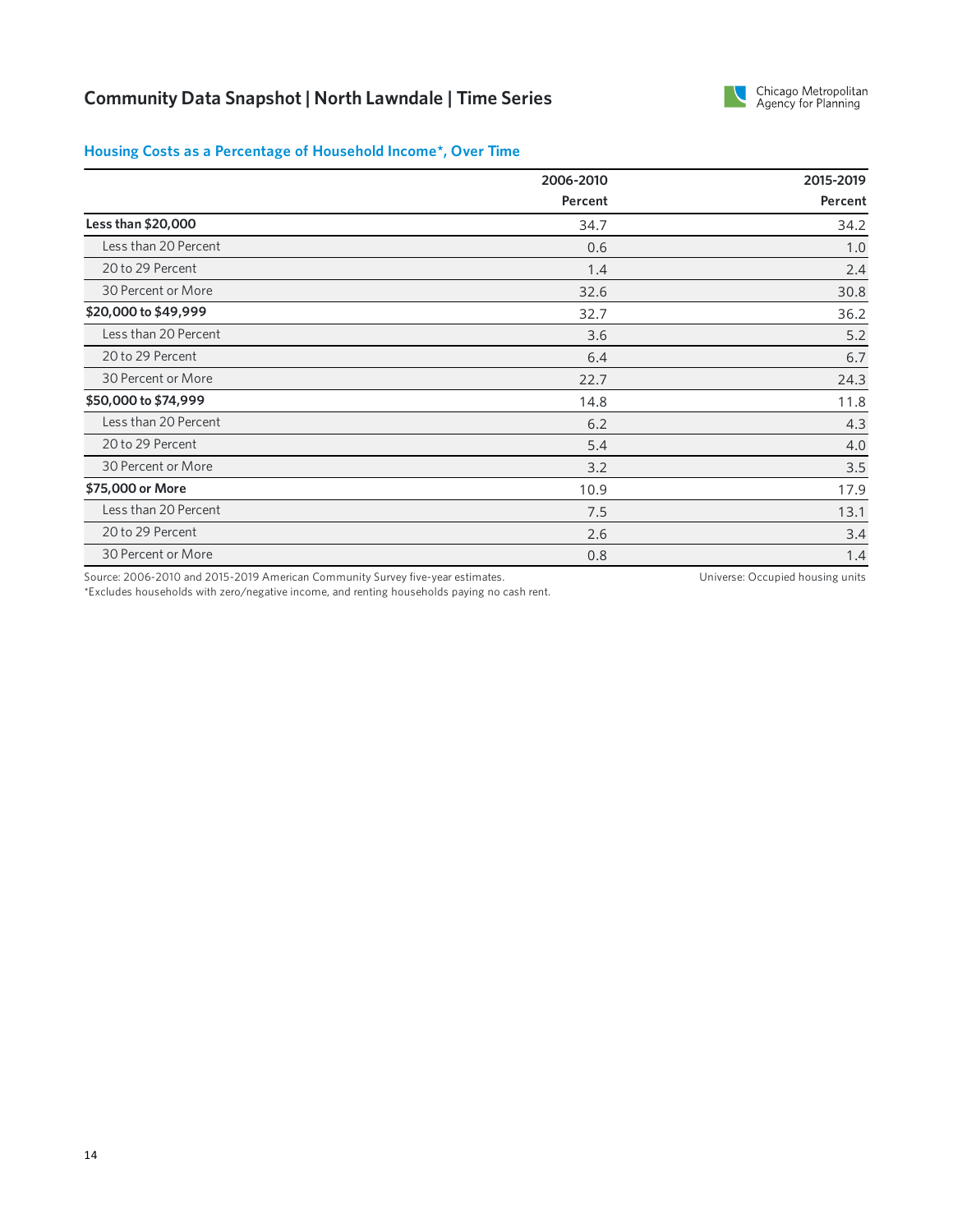# Community Data Snapshot | North Lawndale | Time Series

## Housing Costs as a Percentage of Household Income*, Over Time

| | 2006-2010 Percent | 2015-2019 Percent |
|---|---|---|
| **Less than $20,000** | 34.7 | 34.2 |
| Less than 20 Percent | 0.6 | 1.0 |
| 20 to 29 Percent | 1.4 | 2.4 |
| 30 Percent or More | 32.6 | 30.8 |
| **$20,000 to $49,999** | 32.7 | 36.2 |
| Less than 20 Percent | 3.6 | 5.2 |
| 20 to 29 Percent | 6.4 | 6.7 |
| 30 Percent or More | 22.7 | 24.3 |
| **$50,000 to $74,999** | 14.8 | 11.8 |
| Less than 20 Percent | 6.2 | 4.3 |
| 20 to 29 Percent | 5.4 | 4.0 |
| 30 Percent or More | 3.2 | 3.5 |
| **$75,000 or More** | 10.9 | 17.9 |
| Less than 20 Percent | 7.5 | 13.1 |
| 20 to 29 Percent | 2.6 | 3.4 |
| 30 Percent or More | 0.8 | 1.4 |

Source: 2006-2010 and 2015-2019 American Community Survey five-year estimates.
*Excludes households with zero/negative income, and renting households paying no cash rent.

Universe: Occupied housing units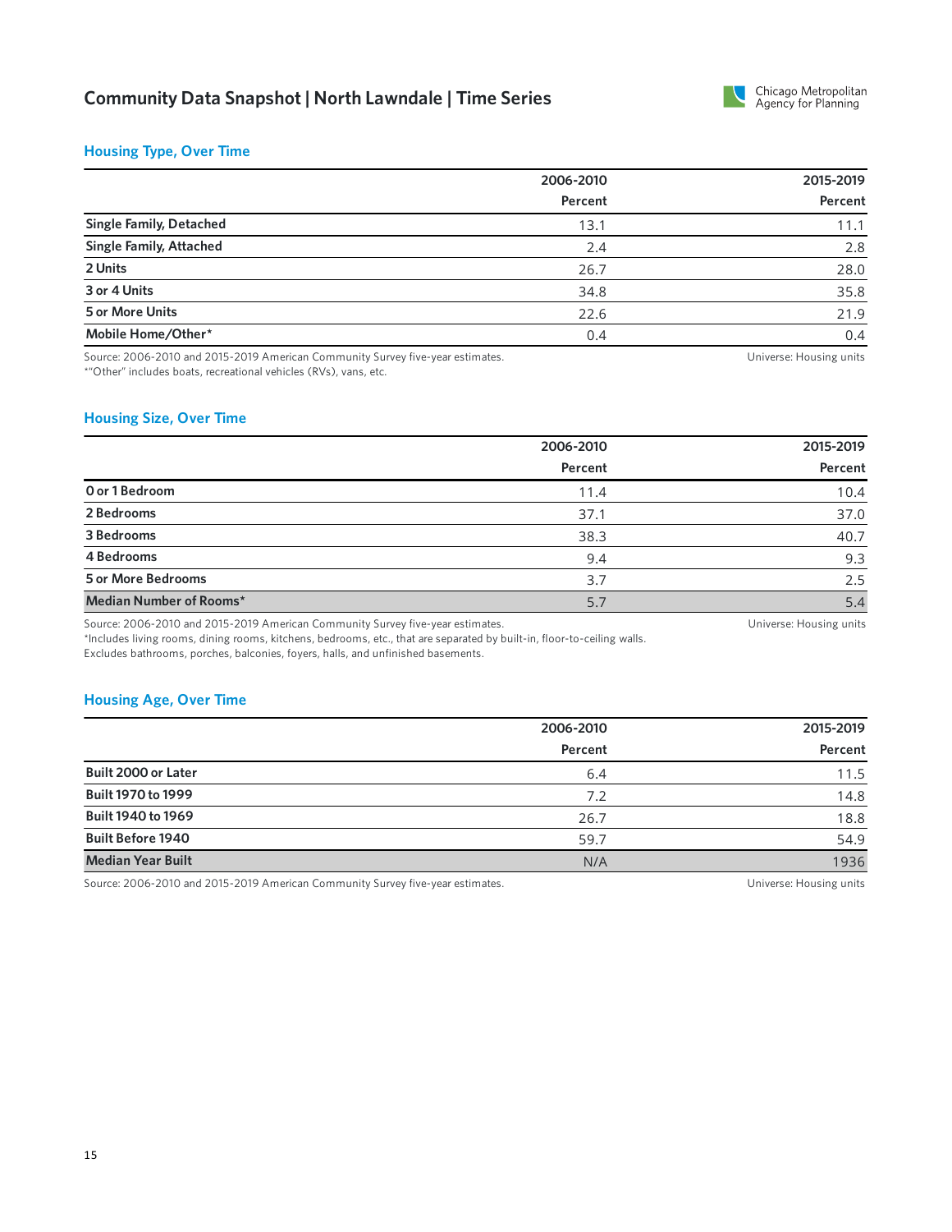# Community Data Snapshot | North Lawndale | Time Series

## Housing Type, Over Time

| | 2006-2010 Percent | 2015-2019 Percent |
|---|---|---|
| **Single Family, Detached** | 13.1 | 11.1 |
| **Single Family, Attached** | 2.4 | 2.8 |
| **2 Units** | 26.7 | 28.0 |
| **3 or 4 Units** | 34.8 | 35.8 |
| **5 or More Units** | 22.6 | 21.9 |
| **Mobile Home/Other*** | 0.4 | 0.4 |

Source: 2006-2010 and 2015-2019 American Community Survey five-year estimates.
*"Other" includes boats, recreational vehicles (RVs), vans, etc.

Universe: Housing units

## Housing Size, Over Time

| | 2006-2010 Percent | 2015-2019 Percent |
|---|---|---|
| **0 or 1 Bedroom** | 11.4 | 10.4 |
| **2 Bedrooms** | 37.1 | 37.0 |
| **3 Bedrooms** | 38.3 | 40.7 |
| **4 Bedrooms** | 9.4 | 9.3 |
| **5 or More Bedrooms** | 3.7 | 2.5 |
| **Median Number of Rooms*** | 5.7 | 5.4 |

Source: 2006-2010 and 2015-2019 American Community Survey five-year estimates.
*Includes living rooms, dining rooms, kitchens, bedrooms, etc., that are separated by built-in, floor-to-ceiling walls. Excludes bathrooms, porches, balconies, foyers, halls, and unfinished basements.

Universe: Housing units

## Housing Age, Over Time

| | 2006-2010 Percent | 2015-2019 Percent |
|---|---|---|
| **Built 2000 or Later** | 6.4 | 11.5 |
| **Built 1970 to 1999** | 7.2 | 14.8 |
| **Built 1940 to 1969** | 26.7 | 18.8 |
| **Built Before 1940** | 59.7 | 54.9 |
| **Median Year Built** | N/A | 1936 |

Source: 2006-2010 and 2015-2019 American Community Survey five-year estimates.

Universe: Housing units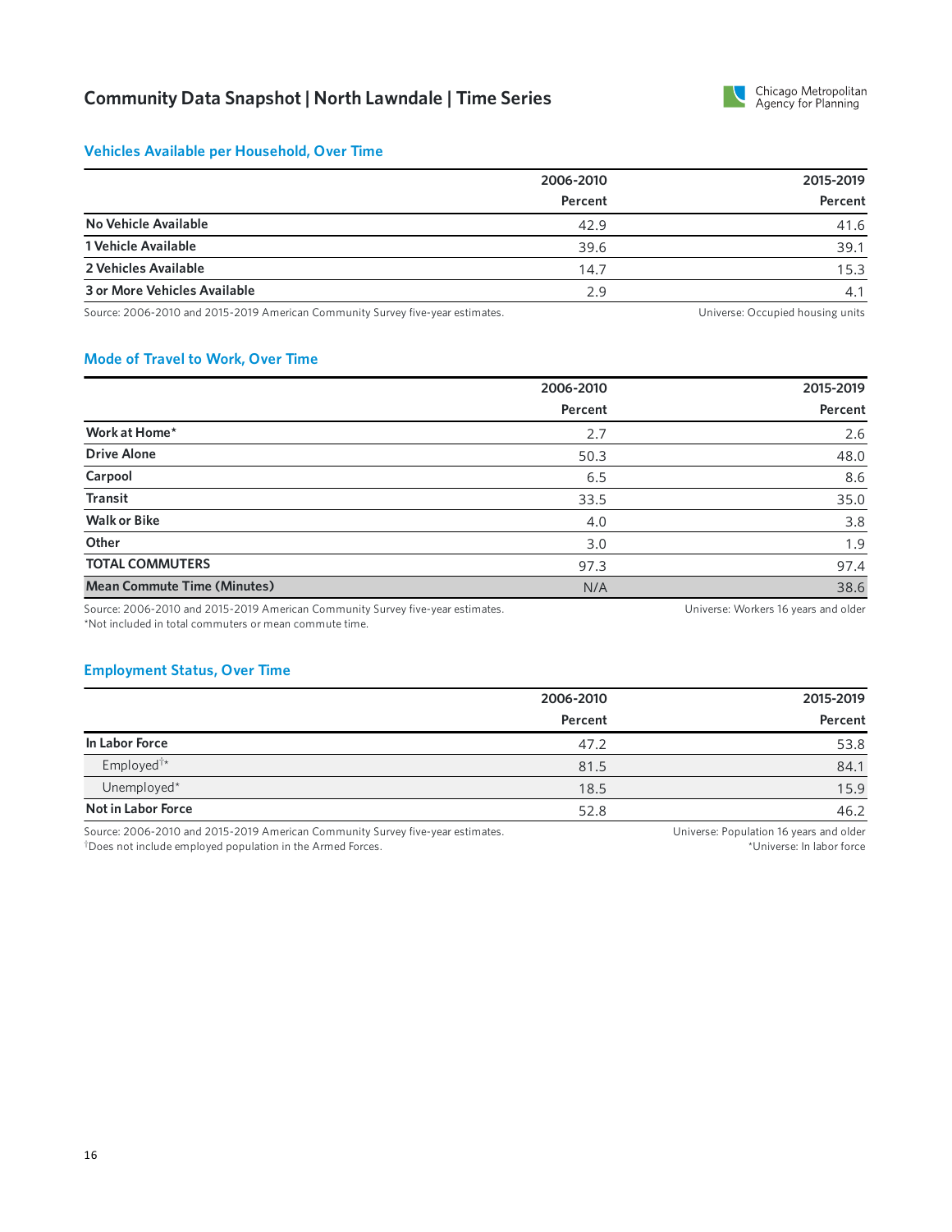# Community Data Snapshot | North Lawndale | Time Series

## Vehicles Available per Household, Over Time

| | 2006-2010 Percent | 2015-2019 Percent |
|---|---|---|
| **No Vehicle Available** | 42.9 | 41.6 |
| **1 Vehicle Available** | 39.6 | 39.1 |
| **2 Vehicles Available** | 14.7 | 15.3 |
| **3 or More Vehicles Available** | 2.9 | 4.1 |

Source: 2006-2010 and 2015-2019 American Community Survey five-year estimates.

Universe: Occupied housing units

## Mode of Travel to Work, Over Time

| | 2006-2010 Percent | 2015-2019 Percent |
|---|---|---|
| **Work at Home*** | 2.7 | 2.6 |
| **Drive Alone** | 50.3 | 48.0 |
| **Carpool** | 6.5 | 8.6 |
| **Transit** | 33.5 | 35.0 |
| **Walk or Bike** | 4.0 | 3.8 |
| **Other** | 3.0 | 1.9 |
| **TOTAL COMMUTERS** | 97.3 | 97.4 |
| **Mean Commute Time (Minutes)** | N/A | 38.6 |

Source: 2006-2010 and 2015-2019 American Community Survey five-year estimates.
*Not included in total commuters or mean commute time.

Universe: Workers 16 years and older

## Employment Status, Over Time

| | 2006-2010 Percent | 2015-2019 Percent |
|---|---|---|
| **In Labor Force** | 47.2 | 53.8 |
| Employed†* | 81.5 | 84.1 |
| Unemployed* | 18.5 | 15.9 |
| **Not in Labor Force** | 52.8 | 46.2 |

Source: 2006-2010 and 2015-2019 American Community Survey five-year estimates.
†Does not include employed population in the Armed Forces.

Universe: Population 16 years and older
*Universe: In labor force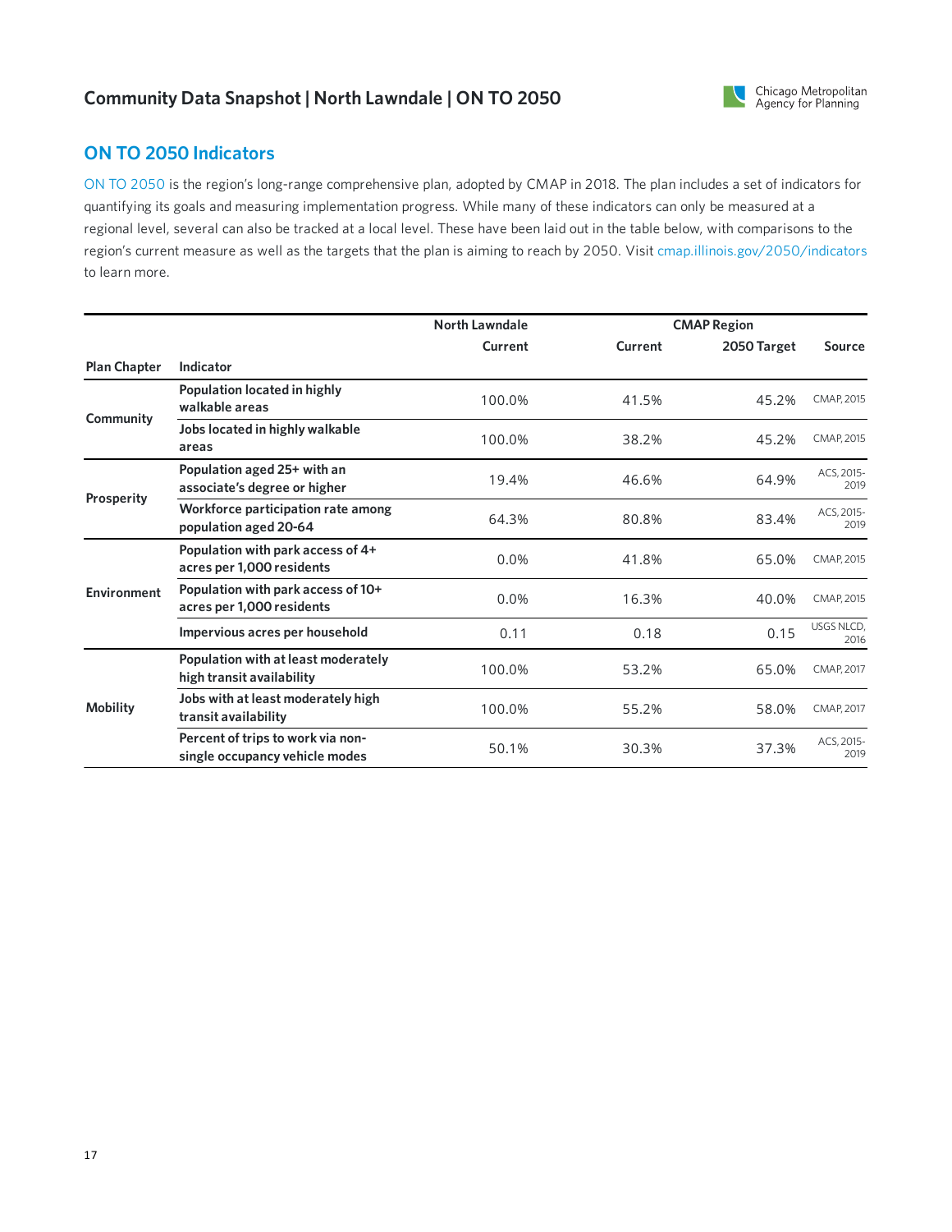## ON TO 2050 Indicators

ON TO 2050 is the region's long-range comprehensive plan, adopted by CMAP in 2018. The plan includes a set of indicators for quantifying its goals and measuring implementation progress. While many of these indicators can only be measured at a regional level, several can also be tracked at a local level. These have been laid out in the table below, with comparisons to the region's current measure as well as the targets that the plan is aiming to reach by 2050. Visit cmap.illinois.gov/2050/indicators to learn more.

| | | North Lawndale | CMAP Region | | |
|---|---|---|---|---|---|
| | | Current | Current | 2050 Target | Source |
| **Plan Chapter** | **Indicator** | | | | |
| **Community** | **Population located in highly walkable areas** | 100.0% | 41.5% | 45.2% | CMAP, 2015 |
| | **Jobs located in highly walkable areas** | 100.0% | 38.2% | 45.2% | CMAP, 2015 |
| **Prosperity** | **Population aged 25+ with an associate's degree or higher** | 19.4% | 46.6% | 64.9% | ACS, 2015-2019 |
| | **Workforce participation rate among population aged 20-64** | 64.3% | 80.8% | 83.4% | ACS, 2015-2019 |
| **Environment** | **Population with park access of 4+ acres per 1,000 residents** | 0.0% | 41.8% | 65.0% | CMAP, 2015 |
| | **Population with park access of 10+ acres per 1,000 residents** | 0.0% | 16.3% | 40.0% | CMAP, 2015 |
| | **Impervious acres per household** | 0.11 | 0.18 | 0.15 | USGS NLCD, 2016 |
| **Mobility** | **Population with at least moderately high transit availability** | 100.0% | 53.2% | 65.0% | CMAP, 2017 |
| | **Jobs with at least moderately high transit availability** | 100.0% | 55.2% | 58.0% | CMAP, 2017 |
| | **Percent of trips to work via non-single occupancy vehicle modes** | 50.1% | 30.3% | 37.3% | ACS, 2015-2019 |